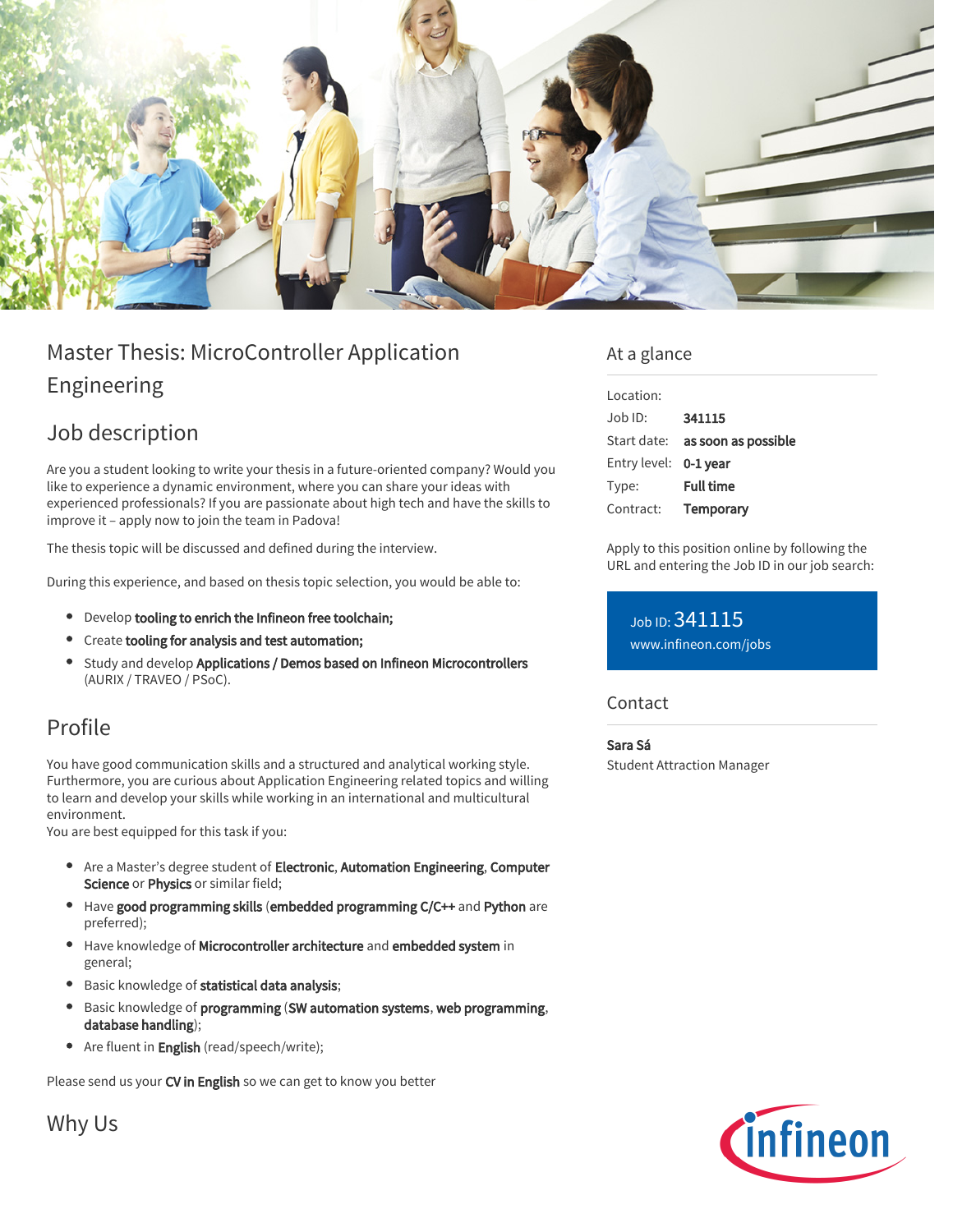# Master Thesis: MicroController Application Engineering

## Job description

Are you a student looking to write your thesis in a future-oriented company? Would you like to experience a dynamic environment, where you can share your ideas with experienced professionals? If you are passionate about high tech and have the skills to improve it – apply now to join the team in Padova!

The thesis topic will be discussed and defined during the interview.

During this experience, and based on thesis topic selection, you would be able to:

- Develop **tooling to enrich the Infineon free toolchain;**
- Create **tooling for analysis and test automation;**
- Study and develop **Applications / Demos based on Infineon Microcontrollers** (AURIX / TRAVEO / PSoC).

## Profile

You have good communication skills and a structured and analytical working style. Furthermore, you are curious about Application Engineering related topics and willing to learn and develop your skills while working in an international and multicultural environment.
You are best equipped for this task if you:

- Are a Master's degree student of **Electronic**, **Automation Engineering**, **Computer Science** or **Physics** or similar field;
- Have **good programming skills** (**embedded programming C/C++** and **Python** are preferred);
- Have knowledge of **Microcontroller architecture** and **embedded system** in general;
- Basic knowledge of **statistical data analysis**;
- Basic knowledge of **programming** (**SW automation systems**, **web programming**, **database handling**);
- Are fluent in **English** (read/speech/write);

Please send us your **CV in English** so we can get to know you better

## Why Us

## At a glance

| | |
|---|---|
| Location: | |
| Job ID: | **341115** |
| Start date: | **as soon as possible** |
| Entry level: | **0-1 year** |
| Type: | **Full time** |
| Contract: | **Temporary** |

Apply to this position online by following the URL and entering the Job ID in our job search:

Job ID: 341115
www.infineon.com/jobs

## Contact

**Sara Sá**
Student Attraction Manager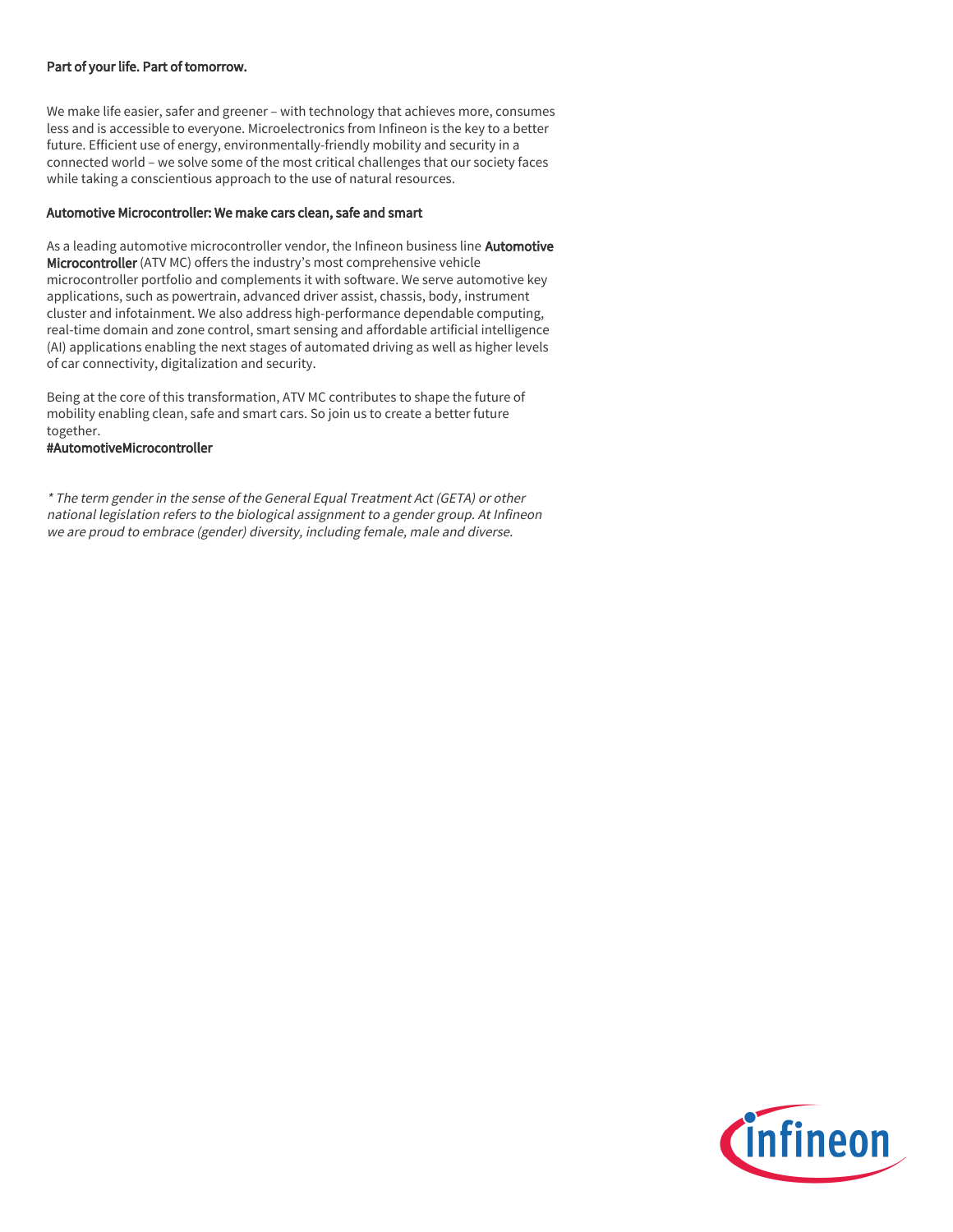**Part of your life. Part of tomorrow.**

We make life easier, safer and greener – with technology that achieves more, consumes less and is accessible to everyone. Microelectronics from Infineon is the key to a better future. Efficient use of energy, environmentally-friendly mobility and security in a connected world – we solve some of the most critical challenges that our society faces while taking a conscientious approach to the use of natural resources.

**Automotive Microcontroller: We make cars clean, safe and smart**

As a leading automotive microcontroller vendor, the Infineon business line **Automotive Microcontroller** (ATV MC) offers the industry's most comprehensive vehicle microcontroller portfolio and complements it with software. We serve automotive key applications, such as powertrain, advanced driver assist, chassis, body, instrument cluster and infotainment. We also address high-performance dependable computing, real-time domain and zone control, smart sensing and affordable artificial intelligence (AI) applications enabling the next stages of automated driving as well as higher levels of car connectivity, digitalization and security.

Being at the core of this transformation, ATV MC contributes to shape the future of mobility enabling clean, safe and smart cars. So join us to create a better future together.
**#AutomotiveMicrocontroller**

*\* The term gender in the sense of the General Equal Treatment Act (GETA) or other national legislation refers to the biological assignment to a gender group. At Infineon we are proud to embrace (gender) diversity, including female, male and diverse.*